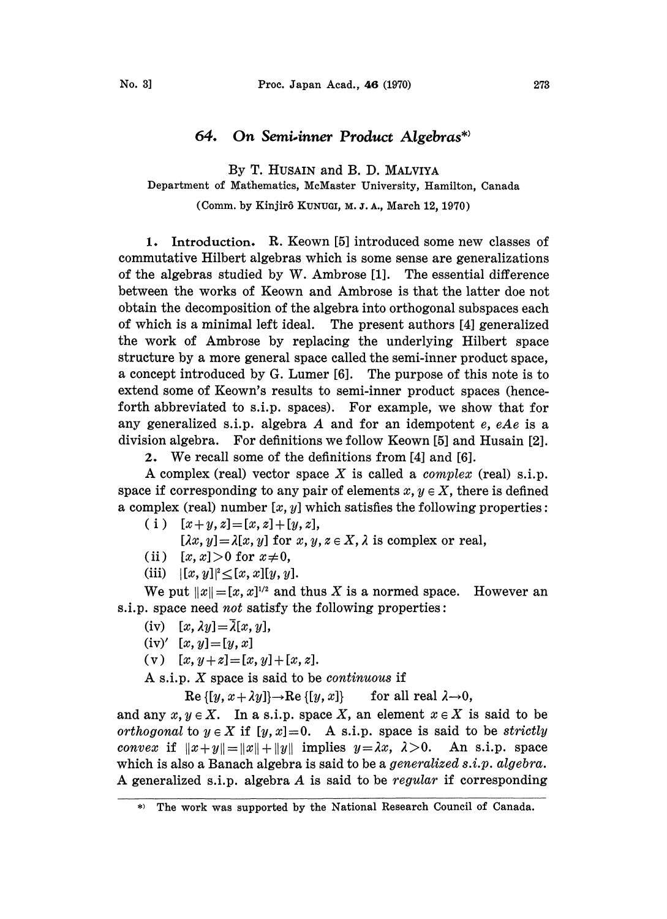# 64. On Semi-inner Product Algebras*)

By T. Husain and B. D. Malviya

Department of Mathematics, McMaster University, Hamilton, Canada

(Comm. by Kinjirô Kunugi, M. J. A., March 12, 1970)

**1. Introduction.** R. Keown [5] introduced some new classes of commutative Hilbert algebras which is some sense are generalizations of the algebras studied by W. Ambrose [1]. The essential difference between the works of Keown and Ambrose is that the latter doe not obtain the decomposition of the algebra into orthogonal subspaces each of which is a minimal left ideal. The present authors [4] generalized the work of Ambrose by replacing the underlying Hilbert space structure by a more general space called the semi-inner product space, a concept introduced by G. Lumer [6]. The purpose of this note is to extend some of Keown's results to semi-inner product spaces (henceforth abbreviated to s.i.p. spaces). For example, we show that for any generalized s.i.p. algebra $A$ and for an idempotent $e$, $eAe$ is a division algebra. For definitions we follow Keown [5] and Husain [2].

**2.** We recall some of the definitions from [4] and [6].

A complex (real) vector space $X$ is called a *complex* (real) s.i.p. space if corresponding to any pair of elements $x, y \in X$, there is defined a complex (real) number $[x, y]$ which satisfies the following properties:

(i) $[x+y, z]=[x, z]+[y, z]$,

$[\lambda x, y]=\lambda[x, y]$ for $x, y, z \in X$, $\lambda$ is complex or real,

(ii) $[x, x]>0$ for $x\neq 0$,

(iii) $|[x, y]|^2 \leq [x, x][y, y]$.

We put $\|x\|=[x, x]^{1/2}$ and thus $X$ is a normed space. However an s.i.p. space need *not* satisfy the following properties:

(iv) $[x, \lambda y]=\bar{\lambda}[x, y]$,

(iv)′ $[x, y]=[y, x]$

(v) $[x, y+z]=[x, y]+[x, z]$.

A s.i.p. $X$ space is said to be *continuous* if

$$\mathrm{Re}\{[y, x+\lambda y]\}\rightarrow \mathrm{Re}\{[y, x]\} \qquad \text{for all real } \lambda\rightarrow 0,$$

and any $x, y \in X$. In a s.i.p. space $X$, an element $x \in X$ is said to be *orthogonal* to $y \in X$ if $[y, x]=0$. A s.i.p. space is said to be *strictly convex* if $\|x+y\|=\|x\|+\|y\|$ implies $y=\lambda x$, $\lambda>0$. An s.i.p. space which is also a Banach algebra is said to be a *generalized s.i.p. algebra.* A generalized s.i.p. algebra $A$ is said to be *regular* if corresponding

*) The work was supported by the National Research Council of Canada.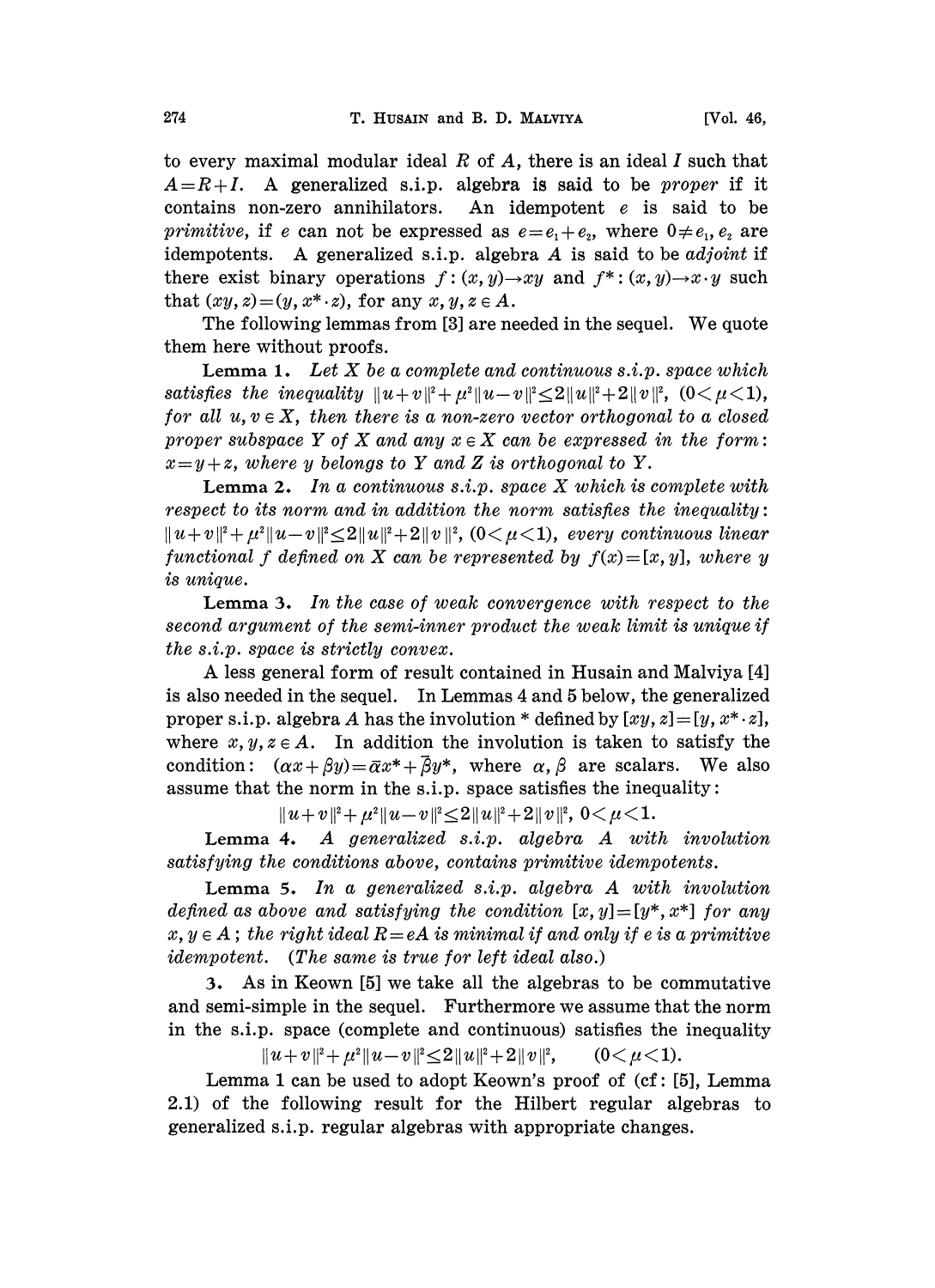to every maximal modular ideal $R$ of $A$, there is an ideal $I$ such that $A=R+I$. A generalized s.i.p. algebra is said to be *proper* if it contains non-zero annihilators. An idempotent $e$ is said to be *primitive*, if $e$ can not be expressed as $e=e_1+e_2$, where $0\neq e_1, e_2$ are idempotents. A generalized s.i.p. algebra $A$ is said to be *adjoint* if there exist binary operations $f:(x,y)\to xy$ and $f^*:(x,y)\to x\cdot y$ such that $(xy, z)=(y, x^*\cdot z)$, for any $x, y, z \in A$.

The following lemmas from [3] are needed in the sequel. We quote them here without proofs.

**Lemma 1.** *Let $X$ be a complete and continuous s.i.p. space which satisfies the inequality $\|u+v\|^2+\mu^2\|u-v\|^2\leq 2\|u\|^2+2\|v\|^2$, $(0<\mu<1)$, for all $u, v\in X$, then there is a non-zero vector orthogonal to a closed proper subspace $Y$ of $X$ and any $x\in X$ can be expressed in the form: $x=y+z$, where $y$ belongs to $Y$ and $Z$ is orthogonal to $Y$.*

**Lemma 2.** *In a continuous s.i.p. space $X$ which is complete with respect to its norm and in addition the norm satisfies the inequality: $\|u+v\|^2+\mu^2\|u-v\|^2\leq 2\|u\|^2+2\|v\|^2$, $(0<\mu<1)$, every continuous linear functional $f$ defined on $X$ can be represented by $f(x)=[x, y]$, where $y$ is unique.*

**Lemma 3.** *In the case of weak convergence with respect to the second argument of the semi-inner product the weak limit is unique if the s.i.p. space is strictly convex.*

A less general form of result contained in Husain and Malviya [4] is also needed in the sequel. In Lemmas 4 and 5 below, the generalized proper s.i.p. algebra $A$ has the involution * defined by $[xy, z]=[y, x^*\cdot z]$, where $x, y, z\in A$. In addition the involution is taken to satisfy the condition: $(\alpha x+\beta y)=\bar{\alpha}x^*+\bar{\beta}y^*$, where $\alpha, \beta$ are scalars. We also assume that the norm in the s.i.p. space satisfies the inequality:

$$\|u+v\|^2+\mu^2\|u-v\|^2\leq 2\|u\|^2+2\|v\|^2,\ 0<\mu<1.$$

**Lemma 4.** *A generalized s.i.p. algebra $A$ with involution satisfying the conditions above, contains primitive idempotents.*

**Lemma 5.** *In a generalized s.i.p. algebra $A$ with involution defined as above and satisfying the condition $[x, y]=[y^*, x^*]$ for any $x, y\in A$; the right ideal $R=eA$ is minimal if and only if $e$ is a primitive idempotent. (The same is true for left ideal also.)*

**3.** As in Keown [5] we take all the algebras to be commutative and semi-simple in the sequel. Furthermore we assume that the norm in the s.i.p. space (complete and continuous) satisfies the inequality

$$\|u+v\|^2+\mu^2\|u-v\|^2\leq 2\|u\|^2+2\|v\|^2, \qquad (0<\mu<1).$$

Lemma 1 can be used to adopt Keown's proof of (cf: [5], Lemma 2.1) of the following result for the Hilbert regular algebras to generalized s.i.p. regular algebras with appropriate changes.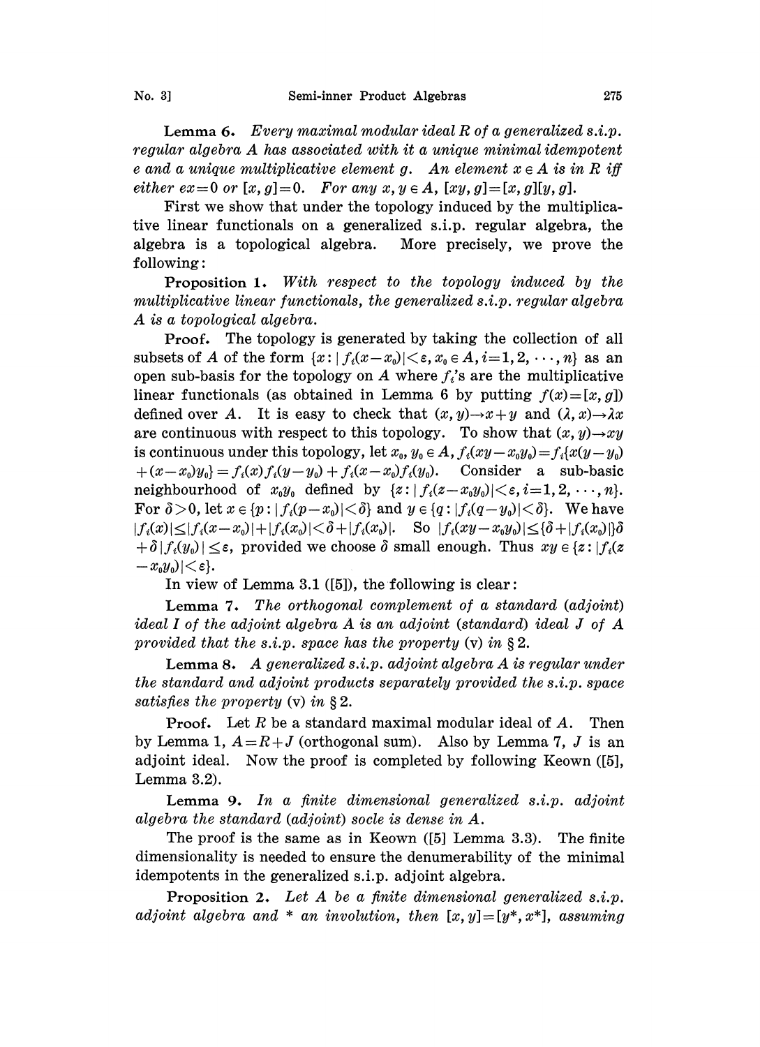**Lemma 6.** *Every maximal modular ideal $R$ of a generalized s.i.p. regular algebra $A$ has associated with it a unique minimal idempotent $e$ and a unique multiplicative element $g$. An element $x \in A$ is in $R$ iff either $ex=0$ or $[x, g]=0$. For any $x, y \in A$, $[xy, g]=[x, g][y, g]$.*

First we show that under the topology induced by the multiplicative linear functionals on a generalized s.i.p. regular algebra, the algebra is a topological algebra. More precisely, we prove the following:

**Proposition 1.** *With respect to the topology induced by the multiplicative linear functionals, the generalized s.i.p. regular algebra $A$ is a topological algebra.*

**Proof.** The topology is generated by taking the collection of all subsets of $A$ of the form $\{x : |f_i(x-x_0)|<\varepsilon, x_0 \in A, i=1, 2, \cdots, n\}$ as an open sub-basis for the topology on $A$ where $f_i$'s are the multiplicative linear functionals (as obtained in Lemma 6 by putting $f(x)=[x, g]$) defined over $A$. It is easy to check that $(x, y) \to x+y$ and $(\lambda, x) \to \lambda x$ are continuous with respect to this topology. To show that $(x, y) \to xy$ is continuous under this topology, let $x_0, y_0 \in A$, $f_i(xy-x_0y_0)=f_i\{x(y-y_0)+(x-x_0)y_0\}=f_i(x)f_i(y-y_0)+f_i(x-x_0)f_i(y_0)$. Consider a sub-basic neighbourhood of $x_0y_0$ defined by $\{z : |f_i(z-x_0y_0)|<\varepsilon, i=1, 2, \cdots, n\}$. For $\delta>0$, let $x \in \{p : |f_i(p-x_0)|<\delta\}$ and $y \in \{q : |f_i(q-y_0)|<\delta\}$. We have $|f_i(x)| \le |f_i(x-x_0)|+|f_i(x_0)|<\delta+|f_i(x_0)|$. So $|f_i(xy-x_0y_0)| \le \{\delta+|f_i(x_0)|\}\delta + \delta|f_i(y_0)| \le \varepsilon$, provided we choose $\delta$ small enough. Thus $xy \in \{z : |f_i(z-x_0y_0)|<\varepsilon\}$.

In view of Lemma 3.1 ([5]), the following is clear:

**Lemma 7.** *The orthogonal complement of a standard (adjoint) ideal $I$ of the adjoint algebra $A$ is an adjoint (standard) ideal $J$ of $A$ provided that the s.i.p. space has the property (v) in § 2.*

**Lemma 8.** *A generalized s.i.p. adjoint algebra $A$ is regular under the standard and adjoint products separately provided the s.i.p. space satisfies the property (v) in § 2.*

**Proof.** Let $R$ be a standard maximal modular ideal of $A$. Then by Lemma 1, $A=R+J$ (orthogonal sum). Also by Lemma 7, $J$ is an adjoint ideal. Now the proof is completed by following Keown ([5], Lemma 3.2).

**Lemma 9.** *In a finite dimensional generalized s.i.p. adjoint algebra the standard (adjoint) socle is dense in $A$.*

The proof is the same as in Keown ([5] Lemma 3.3). The finite dimensionality is needed to ensure the denumerability of the minimal idempotents in the generalized s.i.p. adjoint algebra.

**Proposition 2.** *Let $A$ be a finite dimensional generalized s.i.p. adjoint algebra and $*$ an involution, then $[x, y]=[y^*, x^*]$, assuming*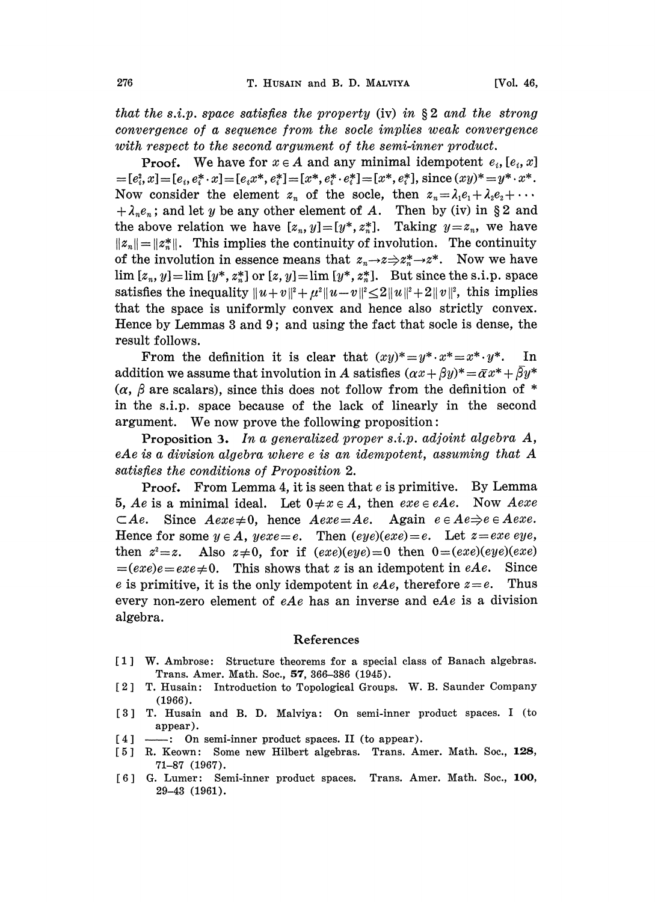*that the s.i.p. space satisfies the property* (iv) *in* § 2 *and the strong convergence of a sequence from the socle implies weak convergence with respect to the second argument of the semi-inner product.*

**Proof.** We have for $x \in A$ and any minimal idempotent $e_i$, $[e_i, x] = [e_i^2, x] = [e_i, e_i^* \cdot x] = [e_i x^*, e_i^*] = [x^*, e_i^* \cdot e_i^*] = [x^*, e_i^*]$, since $(xy)^* = y^* \cdot x^*$. Now consider the element $z_n$ of the socle, then $z_n = \lambda_1 e_1 + \lambda_2 e_2 + \cdots + \lambda_n e_n$; and let $y$ be any other element of $A$. Then by (iv) in § 2 and the above relation we have $[z_n, y] = [y^*, z_n^*]$. Taking $y = z_n$, we have $\|z_n\| = \|z_n^*\|$. This implies the continuity of involution. The continuity of the involution in essence means that $z_n \to z \Rightarrow z_n^* \to z^*$. Now we have $\lim [z_n, y] = \lim [y^*, z_n^*]$ or $[z, y] = \lim [y^*, z_n^*]$. But since the s.i.p. space satisfies the inequality $\|u+v\|^2 + \mu^2 \|u-v\|^2 \leq 2\|u\|^2 + 2\|v\|^2$, this implies that the space is uniformly convex and hence also strictly convex. Hence by Lemmas 3 and 9; and using the fact that socle is dense, the result follows.

From the definition it is clear that $(xy)^* = y^* \cdot x^* = x^* \cdot y^*$. In addition we assume that involution in $A$ satisfies $(\alpha x + \beta y)^* = \bar{\alpha} x^* + \bar{\beta} y^*$ ($\alpha$, $\beta$ are scalars), since this does not follow from the definition of * in the s.i.p. space because of the lack of linearly in the second argument. We now prove the following proposition:

**Proposition 3.** *In a generalized proper s.i.p. adjoint algebra $A$, $eAe$ is a division algebra where $e$ is an idempotent, assuming that $A$ satisfies the conditions of Proposition 2.*

**Proof.** From Lemma 4, it is seen that $e$ is primitive. By Lemma 5, $Ae$ is a minimal ideal. Let $0 \neq x \in A$, then $exe \in eAe$. Now $Aexe \subset Ae$. Since $Aexe \neq 0$, hence $Aexe = Ae$. Again $e \in Ae \Rightarrow e \in Aexe$. Hence for some $y \in A$, $yexe = e$. Then $(eye)(exe) = e$. Let $z = exe\ eye$, then $z^2 = z$. Also $z \neq 0$, for if $(exe)(eye) = 0$ then $0 = (exe)(eye)(exe) = (exe)e = exe \neq 0$. This shows that $z$ is an idempotent in $eAe$. Since $e$ is primitive, it is the only idempotent in $eAe$, therefore $z = e$. Thus every non-zero element of $eAe$ has an inverse and $eAe$ is a division algebra.

## References

[1] W. Ambrose: Structure theorems for a special class of Banach algebras. Trans. Amer. Math. Soc., **57**, 366–386 (1945).

[2] T. Husain: Introduction to Topological Groups. W. B. Saunder Company (1966).

[3] T. Husain and B. D. Malviya: On semi-inner product spaces. I (to appear).

[4] ——: On semi-inner product spaces. II (to appear).

[5] R. Keown: Some new Hilbert algebras. Trans. Amer. Math. Soc., **128**, 71–87 (1967).

[6] G. Lumer: Semi-inner product spaces. Trans. Amer. Math. Soc., **100**, 29–43 (1961).